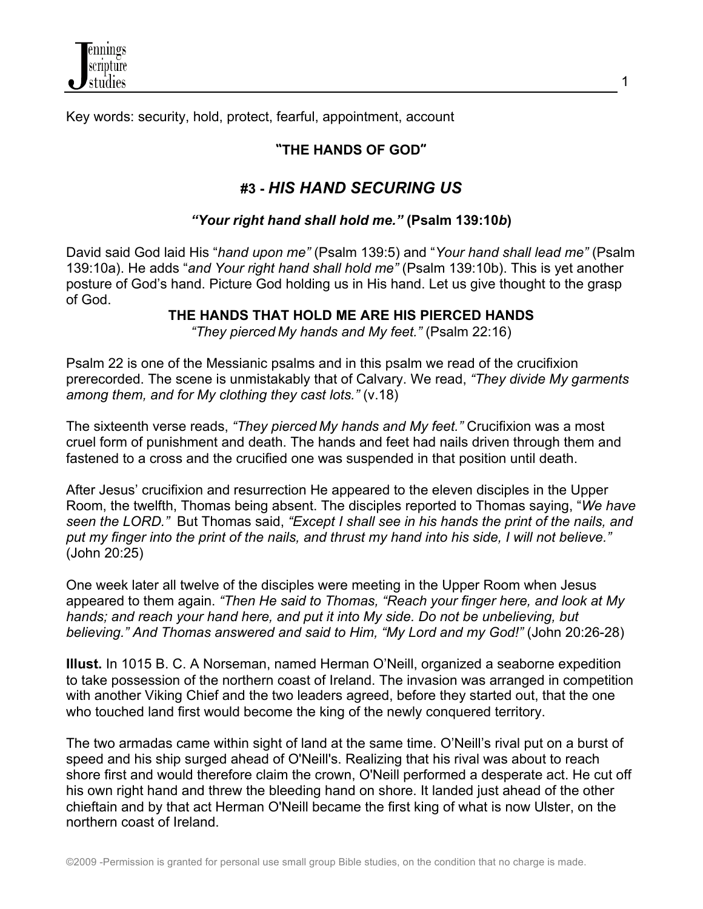Key words: security, hold, protect, fearful, appointment, account

**"THE HANDS OF GOD"**

# #3 - *HIS HAND SECURING US*

***"Your right hand shall hold me."* (Psalm 139:10*b*)**

David said God laid His "*hand upon me"* (Psalm 139:5) and "*Your hand shall lead me"* (Psalm 139:10a). He adds "*and Your right hand shall hold me"* (Psalm 139:10b). This is yet another posture of God's hand. Picture God holding us in His hand. Let us give thought to the grasp of God.

## THE HANDS THAT HOLD ME ARE HIS PIERCED HANDS

*"They pierced My hands and My feet."* (Psalm 22:16)

Psalm 22 is one of the Messianic psalms and in this psalm we read of the crucifixion prerecorded. The scene is unmistakably that of Calvary. We read, *"They divide My garments among them, and for My clothing they cast lots."* (v.18)

The sixteenth verse reads, *"They pierced My hands and My feet."* Crucifixion was a most cruel form of punishment and death. The hands and feet had nails driven through them and fastened to a cross and the crucified one was suspended in that position until death.

After Jesus' crucifixion and resurrection He appeared to the eleven disciples in the Upper Room, the twelfth, Thomas being absent. The disciples reported to Thomas saying, "*We have seen the LORD."* But Thomas said, *"Except I shall see in his hands the print of the nails, and put my finger into the print of the nails, and thrust my hand into his side, I will not believe."* (John 20:25)

One week later all twelve of the disciples were meeting in the Upper Room when Jesus appeared to them again. *"Then He said to Thomas, "Reach your finger here, and look at My hands; and reach your hand here, and put it into My side. Do not be unbelieving, but believing." And Thomas answered and said to Him, "My Lord and my God!"* (John 20:26-28)

**Illust.** In 1015 B. C. A Norseman, named Herman O'Neill, organized a seaborne expedition to take possession of the northern coast of Ireland. The invasion was arranged in competition with another Viking Chief and the two leaders agreed, before they started out, that the one who touched land first would become the king of the newly conquered territory.

The two armadas came within sight of land at the same time. O'Neill's rival put on a burst of speed and his ship surged ahead of O'Neill's. Realizing that his rival was about to reach shore first and would therefore claim the crown, O'Neill performed a desperate act. He cut off his own right hand and threw the bleeding hand on shore. It landed just ahead of the other chieftain and by that act Herman O'Neill became the first king of what is now Ulster, on the northern coast of Ireland.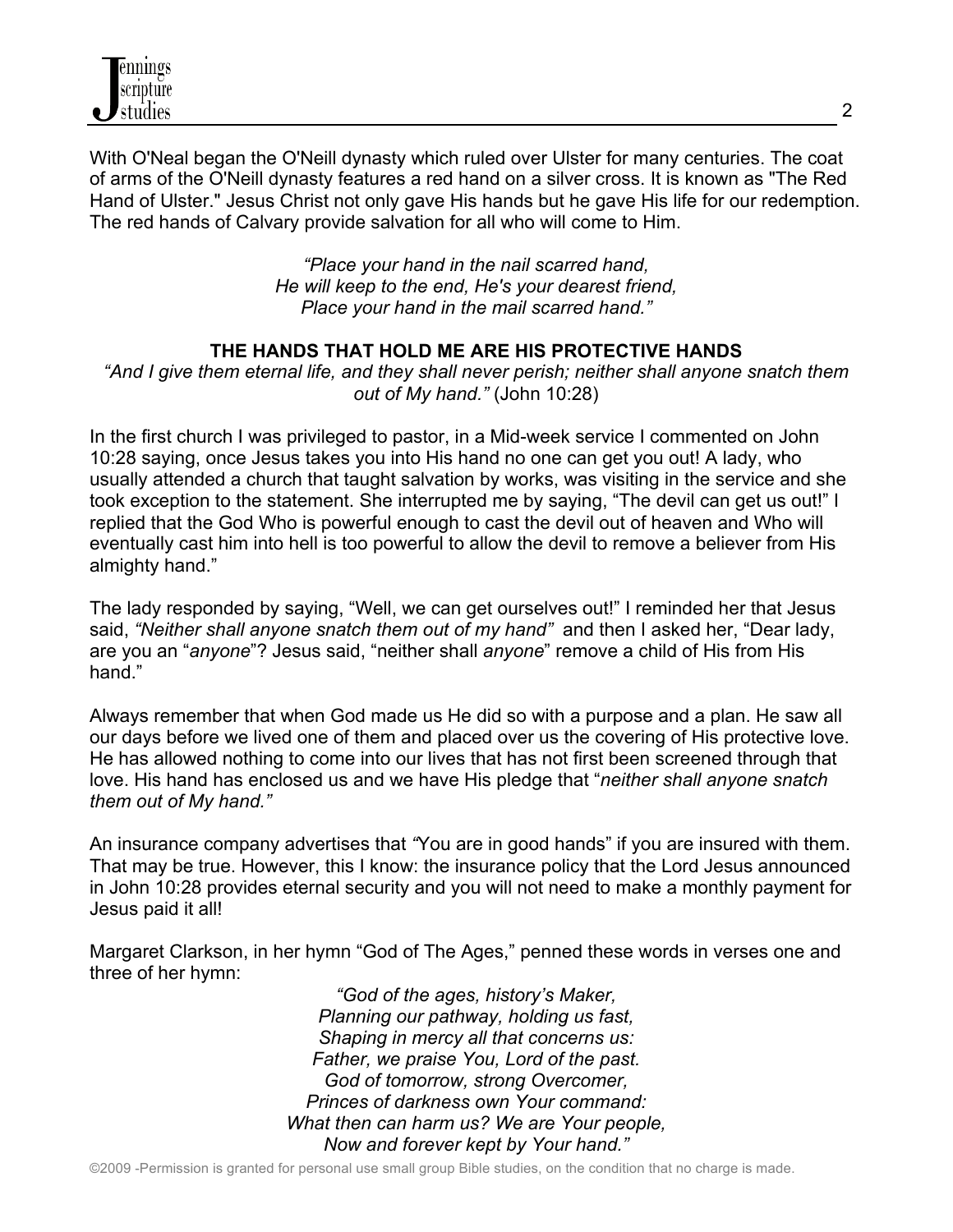With O'Neal began the O'Neill dynasty which ruled over Ulster for many centuries. The coat of arms of the O'Neill dynasty features a red hand on a silver cross. It is known as "The Red Hand of Ulster." Jesus Christ not only gave His hands but he gave His life for our redemption. The red hands of Calvary provide salvation for all who will come to Him.

> *"Place your hand in the nail scarred hand,*
> *He will keep to the end, He's your dearest friend,*
> *Place your hand in the mail scarred hand."*

**THE HANDS THAT HOLD ME ARE HIS PROTECTIVE HANDS**

*"And I give them eternal life, and they shall never perish; neither shall anyone snatch them out of My hand."* (John 10:28)

In the first church I was privileged to pastor, in a Mid-week service I commented on John 10:28 saying, once Jesus takes you into His hand no one can get you out! A lady, who usually attended a church that taught salvation by works, was visiting in the service and she took exception to the statement. She interrupted me by saying, "The devil can get us out!" I replied that the God Who is powerful enough to cast the devil out of heaven and Who will eventually cast him into hell is too powerful to allow the devil to remove a believer from His almighty hand."

The lady responded by saying, "Well, we can get ourselves out!" I reminded her that Jesus said, *"Neither shall anyone snatch them out of my hand"* and then I asked her, "Dear lady, are you an "*anyone*"? Jesus said, "neither shall *anyone*" remove a child of His from His hand."

Always remember that when God made us He did so with a purpose and a plan. He saw all our days before we lived one of them and placed over us the covering of His protective love. He has allowed nothing to come into our lives that has not first been screened through that love. His hand has enclosed us and we have His pledge that "*neither shall anyone snatch them out of My hand."*

An insurance company advertises that "You are in good hands" if you are insured with them. That may be true. However, this I know: the insurance policy that the Lord Jesus announced in John 10:28 provides eternal security and you will not need to make a monthly payment for Jesus paid it all!

Margaret Clarkson, in her hymn "God of The Ages," penned these words in verses one and three of her hymn:

> *"God of the ages, history's Maker,*
> *Planning our pathway, holding us fast,*
> *Shaping in mercy all that concerns us:*
> *Father, we praise You, Lord of the past.*
> *God of tomorrow, strong Overcomer,*
> *Princes of darkness own Your command:*
> *What then can harm us? We are Your people,*
> *Now and forever kept by Your hand."*

©2009 -Permission is granted for personal use small group Bible studies, on the condition that no charge is made.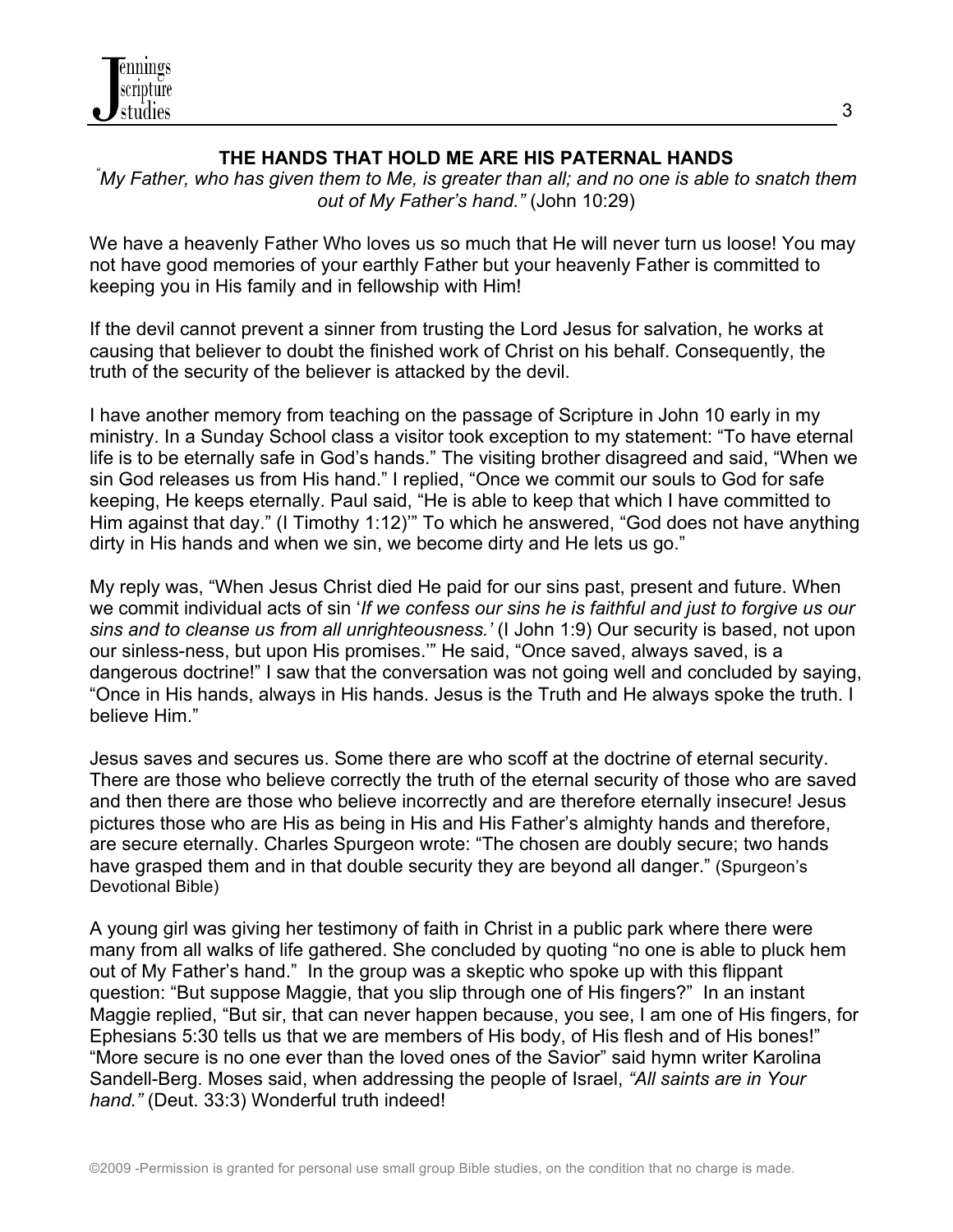## THE HANDS THAT HOLD ME ARE HIS PATERNAL HANDS

*"My Father, who has given them to Me, is greater than all; and no one is able to snatch them out of My Father's hand."* (John 10:29)

We have a heavenly Father Who loves us so much that He will never turn us loose! You may not have good memories of your earthly Father but your heavenly Father is committed to keeping you in His family and in fellowship with Him!

If the devil cannot prevent a sinner from trusting the Lord Jesus for salvation, he works at causing that believer to doubt the finished work of Christ on his behalf. Consequently, the truth of the security of the believer is attacked by the devil.

I have another memory from teaching on the passage of Scripture in John 10 early in my ministry. In a Sunday School class a visitor took exception to my statement: "To have eternal life is to be eternally safe in God's hands." The visiting brother disagreed and said, "When we sin God releases us from His hand." I replied, "Once we commit our souls to God for safe keeping, He keeps eternally. Paul said, "He is able to keep that which I have committed to Him against that day." (I Timothy 1:12)'" To which he answered, "God does not have anything dirty in His hands and when we sin, we become dirty and He lets us go."

My reply was, "When Jesus Christ died He paid for our sins past, present and future. When we commit individual acts of sin '*If we confess our sins he is faithful and just to forgive us our sins and to cleanse us from all unrighteousness.'* (I John 1:9) Our security is based, not upon our sinless-ness, but upon His promises.'" He said, "Once saved, always saved, is a dangerous doctrine!" I saw that the conversation was not going well and concluded by saying, "Once in His hands, always in His hands. Jesus is the Truth and He always spoke the truth. I believe Him."

Jesus saves and secures us. Some there are who scoff at the doctrine of eternal security. There are those who believe correctly the truth of the eternal security of those who are saved and then there are those who believe incorrectly and are therefore eternally insecure! Jesus pictures those who are His as being in His and His Father's almighty hands and therefore, are secure eternally. Charles Spurgeon wrote: "The chosen are doubly secure; two hands have grasped them and in that double security they are beyond all danger." (Spurgeon's Devotional Bible)

A young girl was giving her testimony of faith in Christ in a public park where there were many from all walks of life gathered. She concluded by quoting "no one is able to pluck hem out of My Father's hand." In the group was a skeptic who spoke up with this flippant question: "But suppose Maggie, that you slip through one of His fingers?" In an instant Maggie replied, "But sir, that can never happen because, you see, I am one of His fingers, for Ephesians 5:30 tells us that we are members of His body, of His flesh and of His bones!" "More secure is no one ever than the loved ones of the Savior" said hymn writer Karolina Sandell-Berg. Moses said, when addressing the people of Israel, *"All saints are in Your hand."* (Deut. 33:3) Wonderful truth indeed!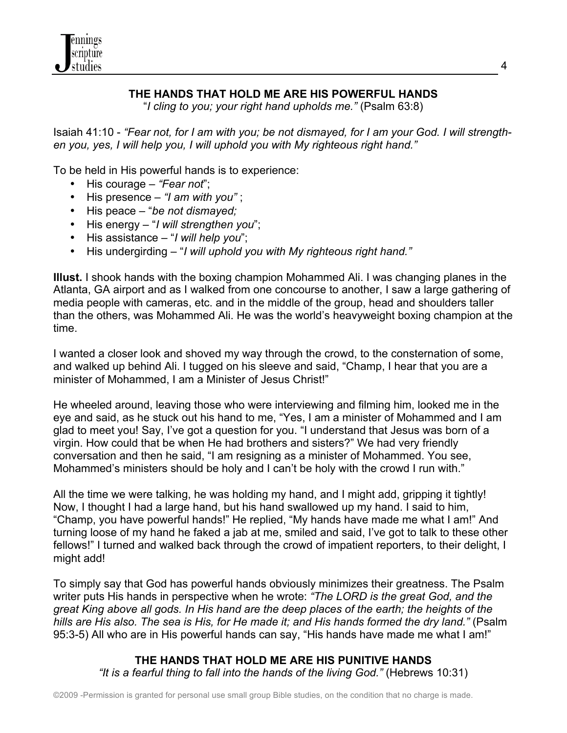## THE HANDS THAT HOLD ME ARE HIS POWERFUL HANDS

"*I cling to you; your right hand upholds me."* (Psalm 63:8)

Isaiah 41:10 - *"Fear not, for I am with you; be not dismayed, for I am your God. I will strengthen you, yes, I will help you, I will uphold you with My righteous right hand."*

To be held in His powerful hands is to experience:

- His courage – *"Fear not*";
- His presence – *"I am with you"* ;
- His peace – "*be not dismayed;*
- His energy – "*I will strengthen you*";
- His assistance – "*I will help you*";
- His undergirding – "*I will uphold you with My righteous right hand."*

**Illust.** I shook hands with the boxing champion Mohammed Ali. I was changing planes in the Atlanta, GA airport and as I walked from one concourse to another, I saw a large gathering of media people with cameras, etc. and in the middle of the group, head and shoulders taller than the others, was Mohammed Ali. He was the world's heavyweight boxing champion at the time.

I wanted a closer look and shoved my way through the crowd, to the consternation of some, and walked up behind Ali. I tugged on his sleeve and said, "Champ, I hear that you are a minister of Mohammed, I am a Minister of Jesus Christ!"

He wheeled around, leaving those who were interviewing and filming him, looked me in the eye and said, as he stuck out his hand to me, "Yes, I am a minister of Mohammed and I am glad to meet you! Say, I've got a question for you. "I understand that Jesus was born of a virgin. How could that be when He had brothers and sisters?" We had very friendly conversation and then he said, "I am resigning as a minister of Mohammed. You see, Mohammed's ministers should be holy and I can't be holy with the crowd I run with."

All the time we were talking, he was holding my hand, and I might add, gripping it tightly! Now, I thought I had a large hand, but his hand swallowed up my hand. I said to him, "Champ, you have powerful hands!" He replied, "My hands have made me what I am!" And turning loose of my hand he faked a jab at me, smiled and said, I've got to talk to these other fellows!" I turned and walked back through the crowd of impatient reporters, to their delight, I might add!

To simply say that God has powerful hands obviously minimizes their greatness. The Psalm writer puts His hands in perspective when he wrote: *"The LORD is the great God, and the great King above all gods. In His hand are the deep places of the earth; the heights of the hills are His also. The sea is His, for He made it; and His hands formed the dry land."* (Psalm 95:3-5) All who are in His powerful hands can say, "His hands have made me what I am!"

## THE HANDS THAT HOLD ME ARE HIS PUNITIVE HANDS

*"It is a fearful thing to fall into the hands of the living God."* (Hebrews 10:31)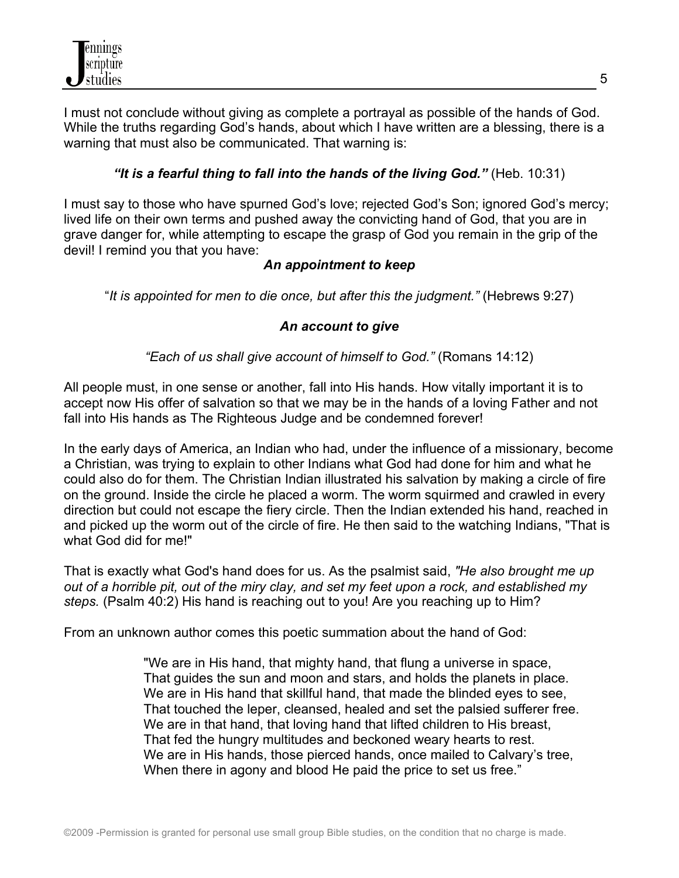I must not conclude without giving as complete a portrayal as possible of the hands of God. While the truths regarding God's hands, about which I have written are a blessing, there is a warning that must also be communicated. That warning is:

***"It is a fearful thing to fall into the hands of the living God."*** (Heb. 10:31)

I must say to those who have spurned God's love; rejected God's Son; ignored God's mercy; lived life on their own terms and pushed away the convicting hand of God, that you are in grave danger for, while attempting to escape the grasp of God you remain in the grip of the devil! I remind you that you have:

***An appointment to keep***

"*It is appointed for men to die once, but after this the judgment."* (Hebrews 9:27)

***An account to give***

*"Each of us shall give account of himself to God."* (Romans 14:12)

All people must, in one sense or another, fall into His hands. How vitally important it is to accept now His offer of salvation so that we may be in the hands of a loving Father and not fall into His hands as The Righteous Judge and be condemned forever!

In the early days of America, an Indian who had, under the influence of a missionary, become a Christian, was trying to explain to other Indians what God had done for him and what he could also do for them. The Christian Indian illustrated his salvation by making a circle of fire on the ground. Inside the circle he placed a worm. The worm squirmed and crawled in every direction but could not escape the fiery circle. Then the Indian extended his hand, reached in and picked up the worm out of the circle of fire. He then said to the watching Indians, "That is what God did for me!"

That is exactly what God's hand does for us. As the psalmist said, *"He also brought me up out of a horrible pit, out of the miry clay, and set my feet upon a rock, and established my steps.* (Psalm 40:2) His hand is reaching out to you! Are you reaching up to Him?

From an unknown author comes this poetic summation about the hand of God:

> "We are in His hand, that mighty hand, that flung a universe in space,
> That guides the sun and moon and stars, and holds the planets in place.
> We are in His hand that skillful hand, that made the blinded eyes to see,
> That touched the leper, cleansed, healed and set the palsied sufferer free.
> We are in that hand, that loving hand that lifted children to His breast,
> That fed the hungry multitudes and beckoned weary hearts to rest.
> We are in His hands, those pierced hands, once mailed to Calvary's tree,
> When there in agony and blood He paid the price to set us free."

©2009 -Permission is granted for personal use small group Bible studies, on the condition that no charge is made.